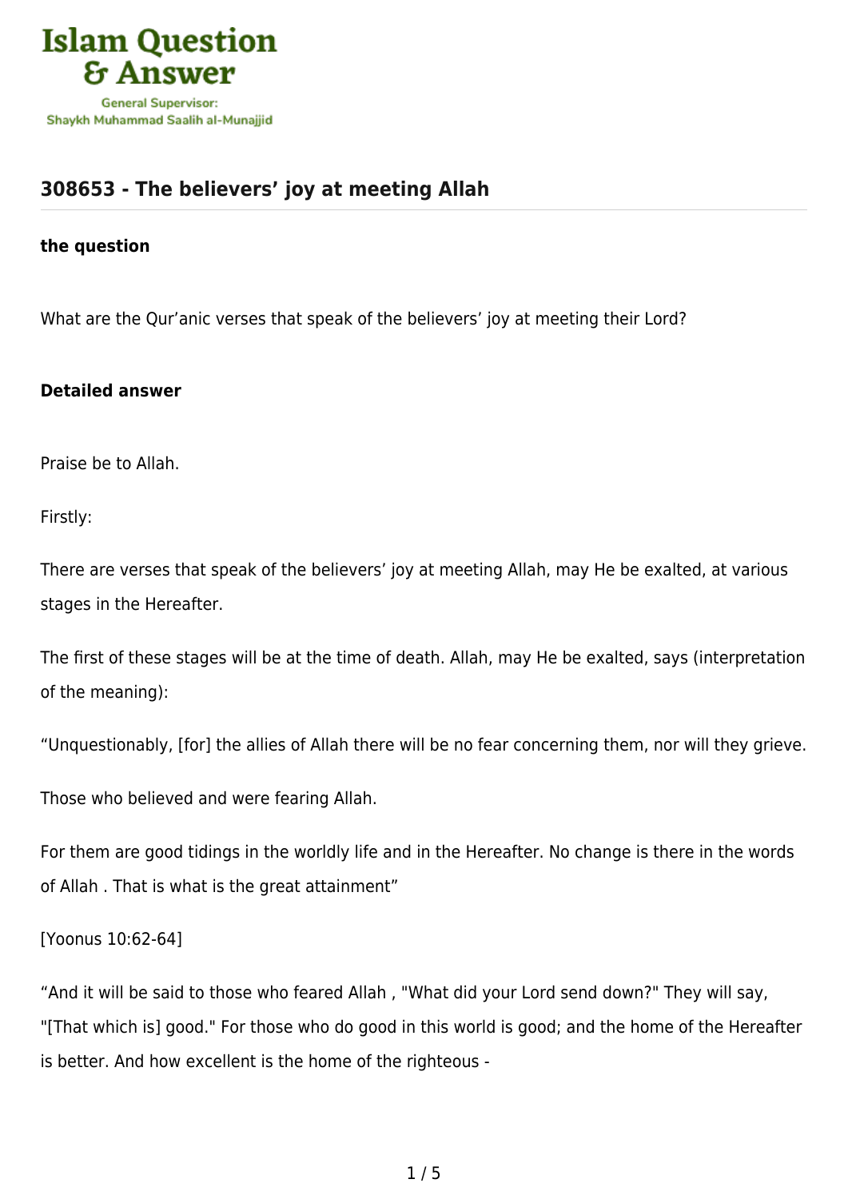# 308653 - The believers' joy at meeting Allah

### the question

What are the Qur'anic verses that speak of the believers' joy at meeting their Lord?

### Detailed answer

Praise be to Allah.

Firstly:

There are verses that speak of the believers' joy at meeting Allah, may He be exalted, at various stages in the Hereafter.

The first of these stages will be at the time of death. Allah, may He be exalted, says (interpretation of the meaning):

"Unquestionably, [for] the allies of Allah there will be no fear concerning them, nor will they grieve.

Those who believed and were fearing Allah.

For them are good tidings in the worldly life and in the Hereafter. No change is there in the words of Allah . That is what is the great attainment"

[Yoonus 10:62-64]

"And it will be said to those who feared Allah , "What did your Lord send down?" They will say, "[That which is] good." For those who do good in this world is good; and the home of the Hereafter is better. And how excellent is the home of the righteous -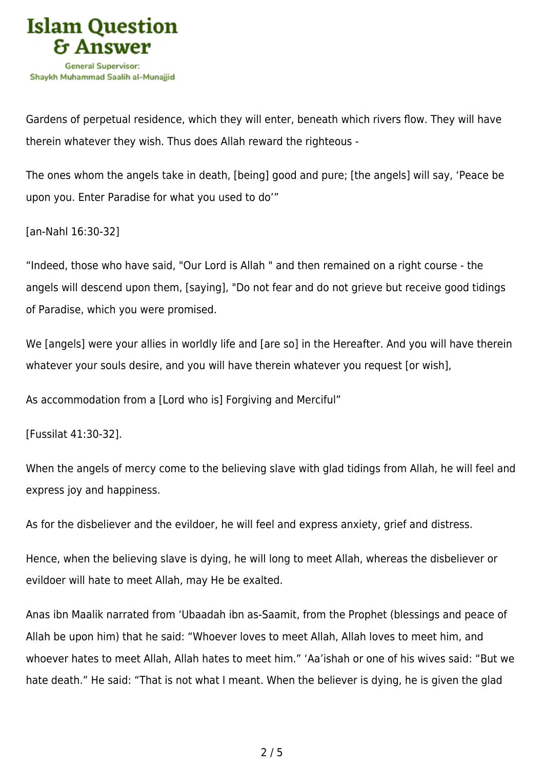Gardens of perpetual residence, which they will enter, beneath which rivers flow. They will have therein whatever they wish. Thus does Allah reward the righteous -

The ones whom the angels take in death, [being] good and pure; [the angels] will say, 'Peace be upon you. Enter Paradise for what you used to do'"

[an-Nahl 16:30-32]

"Indeed, those who have said, "Our Lord is Allah " and then remained on a right course - the angels will descend upon them, [saying], "Do not fear and do not grieve but receive good tidings of Paradise, which you were promised.

We [angels] were your allies in worldly life and [are so] in the Hereafter. And you will have therein whatever your souls desire, and you will have therein whatever you request [or wish],

As accommodation from a [Lord who is] Forgiving and Merciful"

[Fussilat 41:30-32].

When the angels of mercy come to the believing slave with glad tidings from Allah, he will feel and express joy and happiness.

As for the disbeliever and the evildoer, he will feel and express anxiety, grief and distress.

Hence, when the believing slave is dying, he will long to meet Allah, whereas the disbeliever or evildoer will hate to meet Allah, may He be exalted.

Anas ibn Maalik narrated from 'Ubaadah ibn as-Saamit, from the Prophet (blessings and peace of Allah be upon him) that he said: "Whoever loves to meet Allah, Allah loves to meet him, and whoever hates to meet Allah, Allah hates to meet him." 'Aa'ishah or one of his wives said: "But we hate death." He said: "That is not what I meant. When the believer is dying, he is given the glad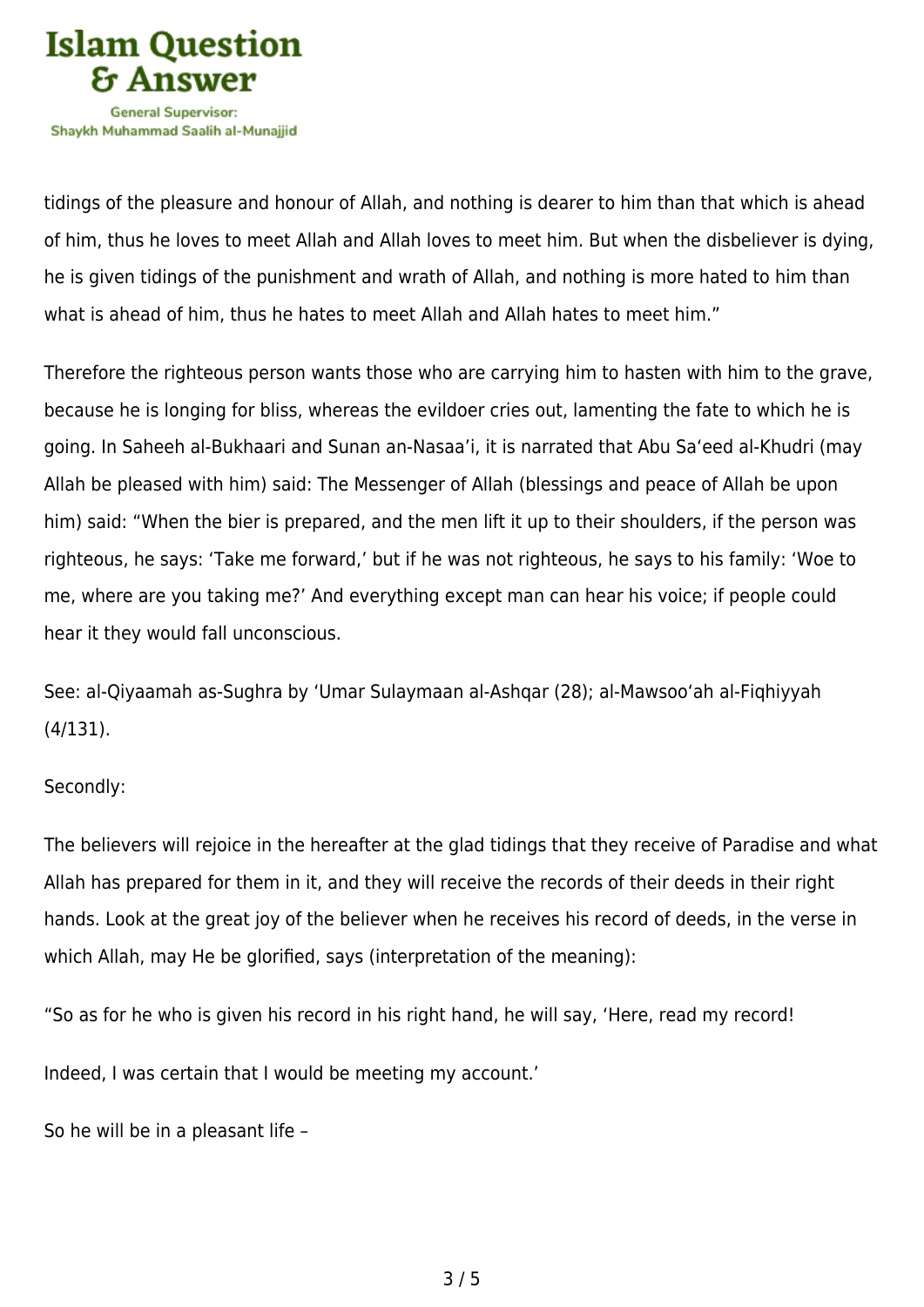tidings of the pleasure and honour of Allah, and nothing is dearer to him than that which is ahead of him, thus he loves to meet Allah and Allah loves to meet him. But when the disbeliever is dying, he is given tidings of the punishment and wrath of Allah, and nothing is more hated to him than what is ahead of him, thus he hates to meet Allah and Allah hates to meet him."

Therefore the righteous person wants those who are carrying him to hasten with him to the grave, because he is longing for bliss, whereas the evildoer cries out, lamenting the fate to which he is going. In Saheeh al-Bukhaari and Sunan an-Nasaa'i, it is narrated that Abu Sa'eed al-Khudri (may Allah be pleased with him) said: The Messenger of Allah (blessings and peace of Allah be upon him) said: "When the bier is prepared, and the men lift it up to their shoulders, if the person was righteous, he says: 'Take me forward,' but if he was not righteous, he says to his family: 'Woe to me, where are you taking me?' And everything except man can hear his voice; if people could hear it they would fall unconscious.

See: al-Qiyaamah as-Sughra by 'Umar Sulaymaan al-Ashqar (28); al-Mawsoo'ah al-Fiqhiyyah (4/131).

Secondly:

The believers will rejoice in the hereafter at the glad tidings that they receive of Paradise and what Allah has prepared for them in it, and they will receive the records of their deeds in their right hands. Look at the great joy of the believer when he receives his record of deeds, in the verse in which Allah, may He be glorified, says (interpretation of the meaning):

"So as for he who is given his record in his right hand, he will say, 'Here, read my record!

Indeed, I was certain that I would be meeting my account.'

So he will be in a pleasant life –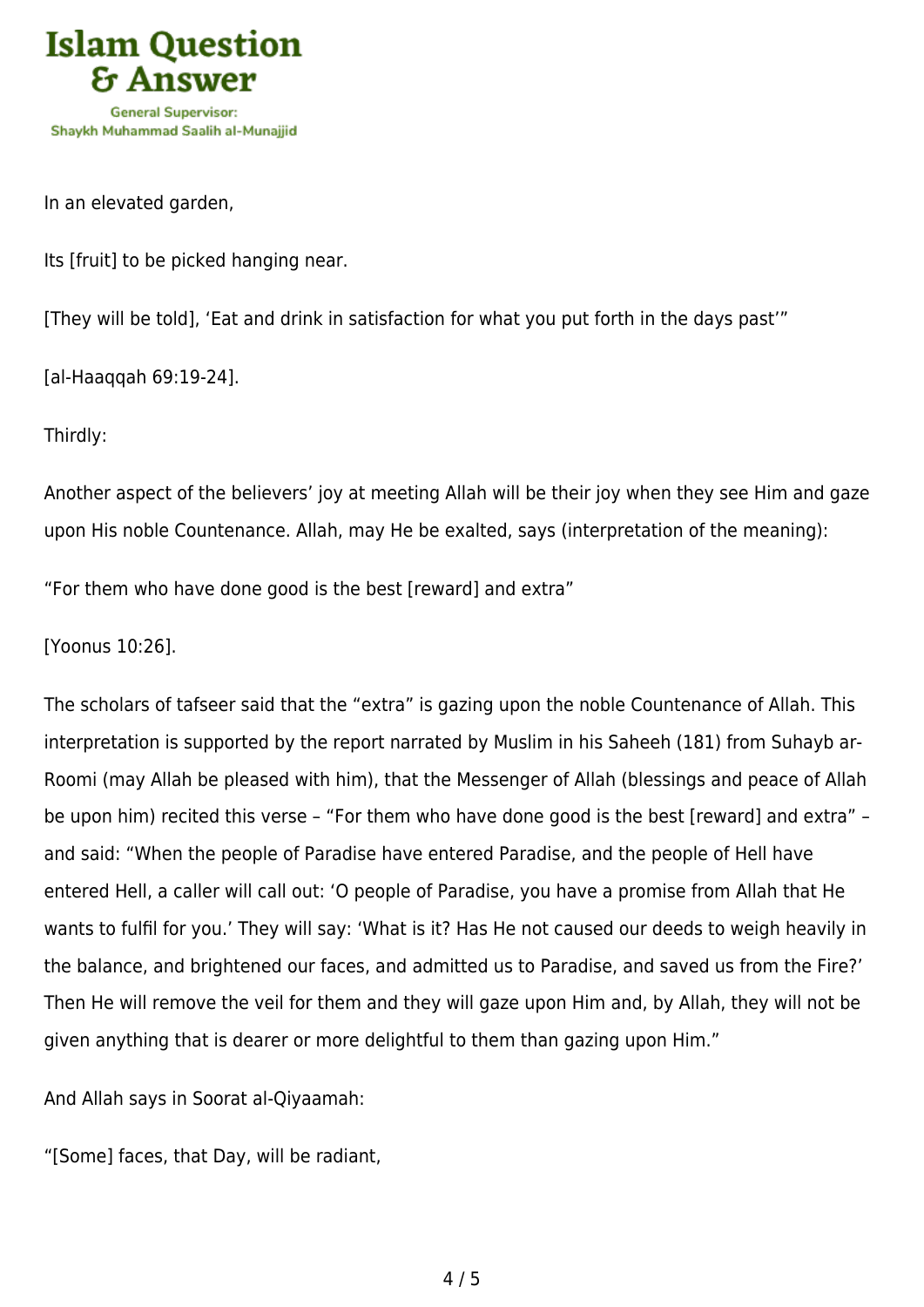In an elevated garden,

Its [fruit] to be picked hanging near.

[They will be told], 'Eat and drink in satisfaction for what you put forth in the days past'"

[al-Haaqqah 69:19-24].

Thirdly:

Another aspect of the believers' joy at meeting Allah will be their joy when they see Him and gaze upon His noble Countenance. Allah, may He be exalted, says (interpretation of the meaning):

"For them who have done good is the best [reward] and extra"

[Yoonus 10:26].

The scholars of tafseer said that the "extra" is gazing upon the noble Countenance of Allah. This interpretation is supported by the report narrated by Muslim in his Saheeh (181) from Suhayb ar-Roomi (may Allah be pleased with him), that the Messenger of Allah (blessings and peace of Allah be upon him) recited this verse – "For them who have done good is the best [reward] and extra" – and said: "When the people of Paradise have entered Paradise, and the people of Hell have entered Hell, a caller will call out: 'O people of Paradise, you have a promise from Allah that He wants to fulfil for you.' They will say: 'What is it? Has He not caused our deeds to weigh heavily in the balance, and brightened our faces, and admitted us to Paradise, and saved us from the Fire?' Then He will remove the veil for them and they will gaze upon Him and, by Allah, they will not be given anything that is dearer or more delightful to them than gazing upon Him."

And Allah says in Soorat al-Qiyaamah:

"[Some] faces, that Day, will be radiant,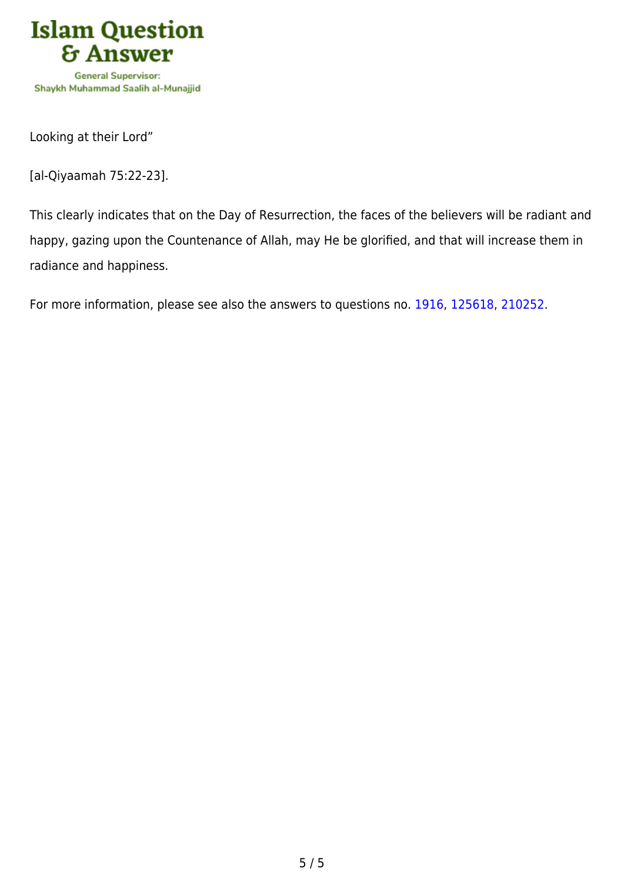Looking at their Lord”

[al-Qiyaamah 75:22-23].

This clearly indicates that on the Day of Resurrection, the faces of the believers will be radiant and happy, gazing upon the Countenance of Allah, may He be glorified, and that will increase them in radiance and happiness.

For more information, please see also the answers to questions no. 1916, 125618, 210252.